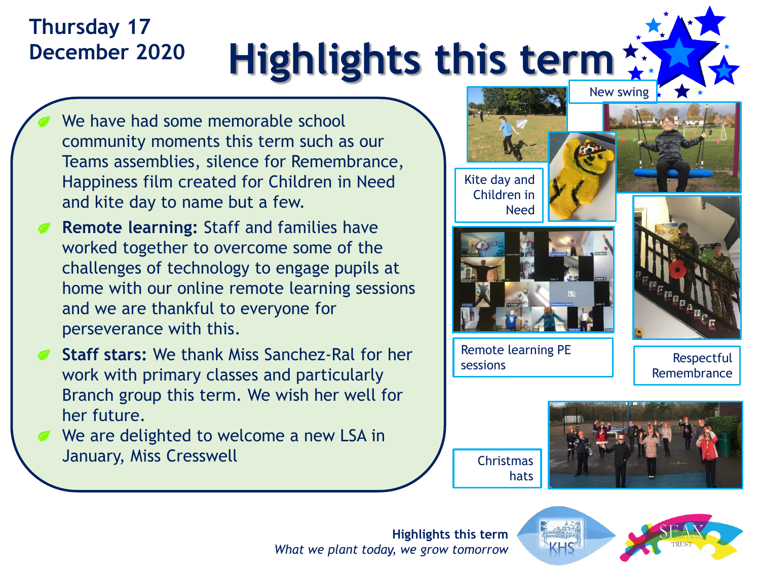**Thursday 17 December 2020**

# Highlights this term

- We have had some memorable school community moments this term such as our Teams assemblies, silence for Remembrance, Happiness film created for Children in Need and kite day to name but a few.
- **Remote learning:** Staff and families have worked together to overcome some of the challenges of technology to engage pupils at home with our online remote learning sessions and we are thankful to everyone for perseverance with this.
- **Staff stars:** We thank Miss Sanchez-Ral for her work with primary classes and particularly Branch group this term. We wish her well for her future.
- We are delighted to welcome a new LSA in January, Miss Cresswell

New swing

Kite day and Children in Need

Remote learning PE sessions

Respectful Remembrance

Christmas hats

**Highlights this term**
*What we plant today, we grow tomorrow*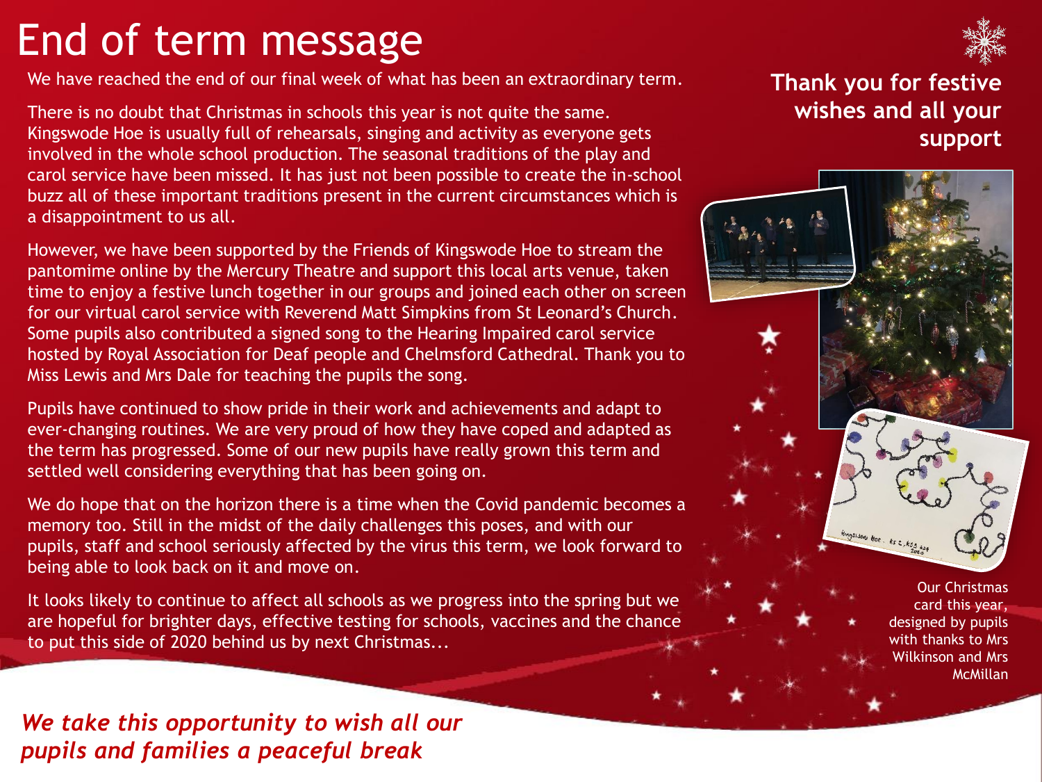# End of term message

We have reached the end of our final week of what has been an extraordinary term.

There is no doubt that Christmas in schools this year is not quite the same. Kingswode Hoe is usually full of rehearsals, singing and activity as everyone gets involved in the whole school production. The seasonal traditions of the play and carol service have been missed. It has just not been possible to create the in-school buzz all of these important traditions present in the current circumstances which is a disappointment to us all.

However, we have been supported by the Friends of Kingswode Hoe to stream the pantomime online by the Mercury Theatre and support this local arts venue, taken time to enjoy a festive lunch together in our groups and joined each other on screen for our virtual carol service with Reverend Matt Simpkins from St Leonard's Church. Some pupils also contributed a signed song to the Hearing Impaired carol service hosted by Royal Association for Deaf people and Chelmsford Cathedral. Thank you to Miss Lewis and Mrs Dale for teaching the pupils the song.

Pupils have continued to show pride in their work and achievements and adapt to ever-changing routines. We are very proud of how they have coped and adapted as the term has progressed. Some of our new pupils have really grown this term and settled well considering everything that has been going on.

We do hope that on the horizon there is a time when the Covid pandemic becomes a memory too. Still in the midst of the daily challenges this poses, and with our pupils, staff and school seriously affected by the virus this term, we look forward to being able to look back on it and move on.

It looks likely to continue to affect all schools as we progress into the spring but we are hopeful for brighter days, effective testing for schools, vaccines and the chance to put this side of 2020 behind us by next Christmas...

**Thank you for festive wishes and all your support**

Our Christmas card this year, designed by pupils with thanks to Mrs Wilkinson and Mrs McMillan

***We take this opportunity to wish all our pupils and families a peaceful break***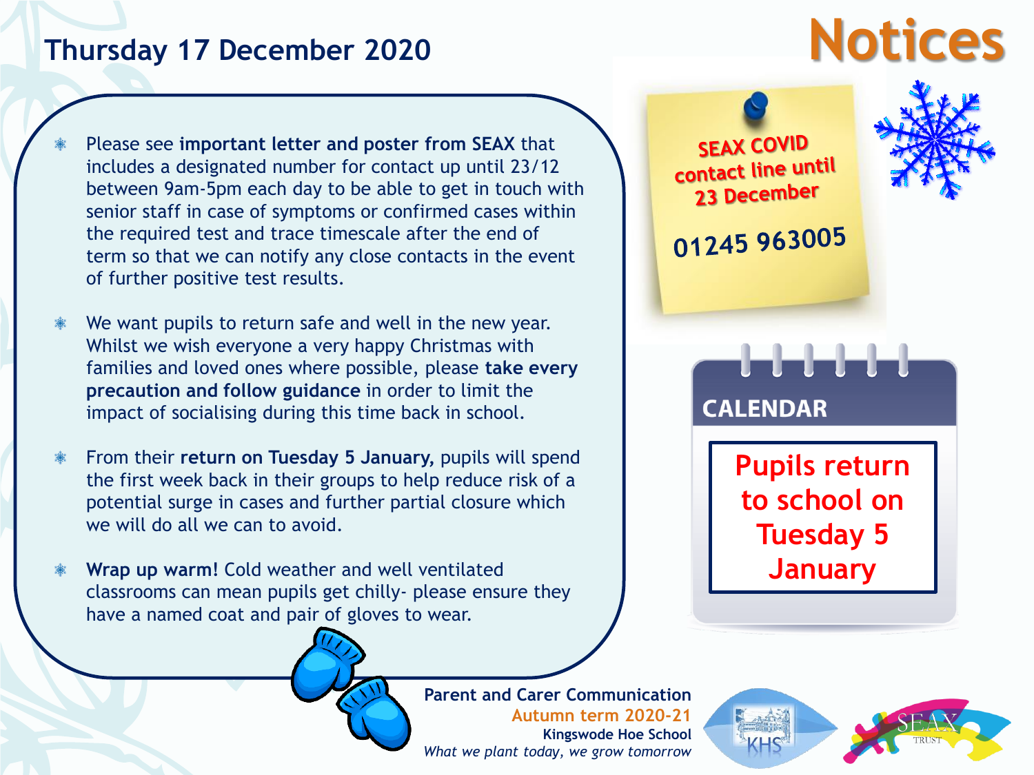# Notices

## Thursday 17 December 2020

- Please see **important letter and poster from SEAX** that includes a designated number for contact up until 23/12 between 9am-5pm each day to be able to get in touch with senior staff in case of symptoms or confirmed cases within the required test and trace timescale after the end of term so that we can notify any close contacts in the event of further positive test results.
- We want pupils to return safe and well in the new year. Whilst we wish everyone a very happy Christmas with families and loved ones where possible, please **take every precaution and follow guidance** in order to limit the impact of socialising during this time back in school.
- From their **return on Tuesday 5 January,** pupils will spend the first week back in their groups to help reduce risk of a potential surge in cases and further partial closure which we will do all we can to avoid.
- **Wrap up warm!** Cold weather and well ventilated classrooms can mean pupils get chilly- please ensure they have a named coat and pair of gloves to wear.

SEAX COVID contact line until 23 December

01245 963005

CALENDAR

Pupils return to school on Tuesday 5 January

**Parent and Carer Communication**
Autumn term 2020-21
**Kingswode Hoe School**
*What we plant today, we grow tomorrow*